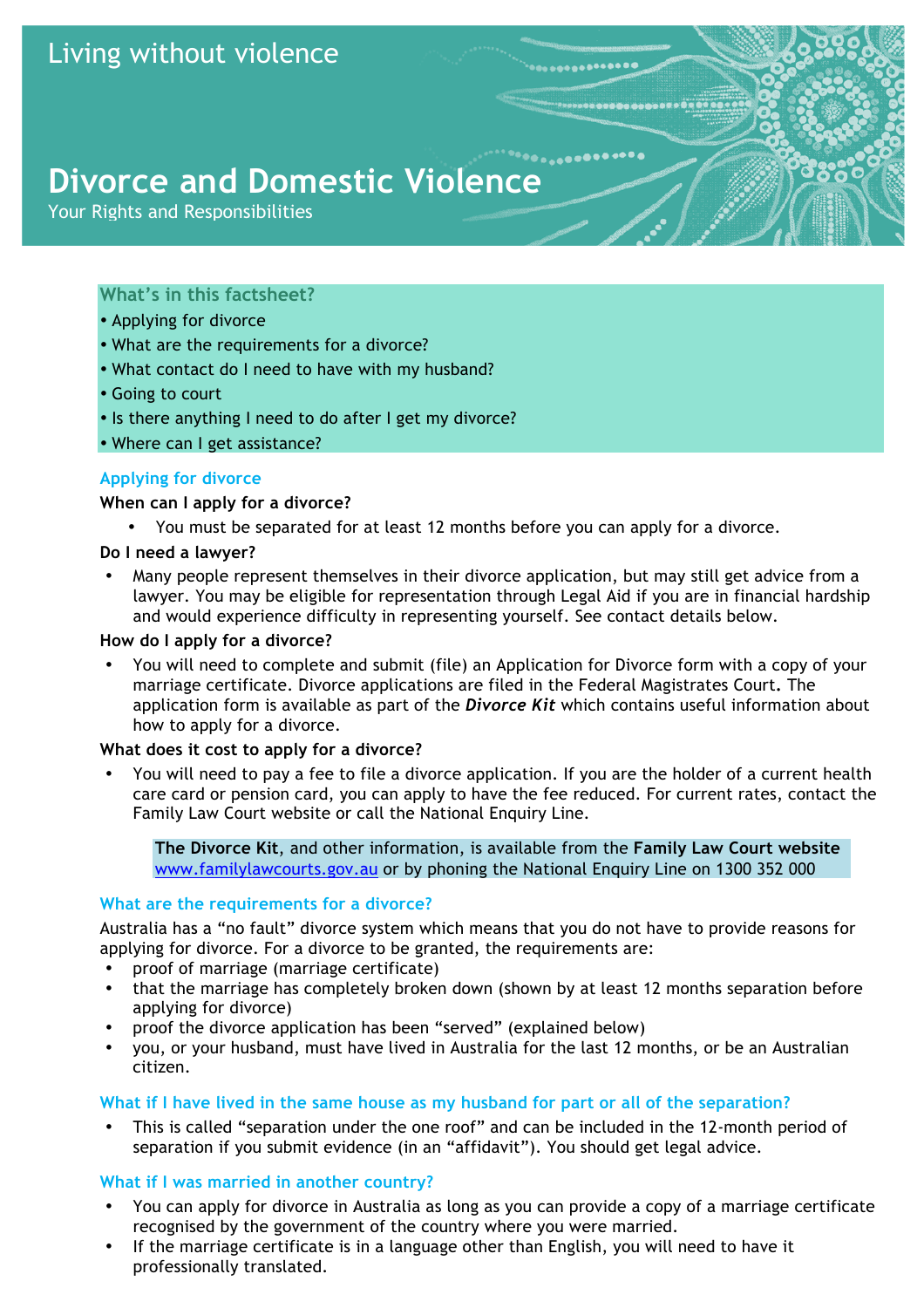Living without violence

# Divorce and Domestic Violence

Your Rights and Responsibilities

## What's in this factsheet?

- Applying for divorce
- What are the requirements for a divorce?
- What contact do I need to have with my husband?
- Going to court
- Is there anything I need to do after I get my divorce?
- Where can I get assistance?

## Applying for divorce

**When can I apply for a divorce?**

- You must be separated for at least 12 months before you can apply for a divorce.

**Do I need a lawyer?**

- Many people represent themselves in their divorce application, but may still get advice from a lawyer. You may be eligible for representation through Legal Aid if you are in financial hardship and would experience difficulty in representing yourself. See contact details below.

**How do I apply for a divorce?**

- You will need to complete and submit (file) an Application for Divorce form with a copy of your marriage certificate. Divorce applications are filed in the Federal Magistrates Court**.** The application form is available as part of the ***Divorce Kit*** which contains useful information about how to apply for a divorce.

**What does it cost to apply for a divorce?**

- You will need to pay a fee to file a divorce application. If you are the holder of a current health care card or pension card, you can apply to have the fee reduced. For current rates, contact the Family Law Court website or call the National Enquiry Line.

> **The Divorce Kit**, and other information, is available from the **Family Law Court website** www.familylawcourts.gov.au or by phoning the National Enquiry Line on 1300 352 000

## What are the requirements for a divorce?

Australia has a "no fault" divorce system which means that you do not have to provide reasons for applying for divorce. For a divorce to be granted, the requirements are:

- proof of marriage (marriage certificate)
- that the marriage has completely broken down (shown by at least 12 months separation before applying for divorce)
- proof the divorce application has been "served" (explained below)
- you, or your husband, must have lived in Australia for the last 12 months, or be an Australian citizen.

## What if I have lived in the same house as my husband for part or all of the separation?

- This is called "separation under the one roof" and can be included in the 12-month period of separation if you submit evidence (in an "affidavit"). You should get legal advice.

## What if I was married in another country?

- You can apply for divorce in Australia as long as you can provide a copy of a marriage certificate recognised by the government of the country where you were married.
- If the marriage certificate is in a language other than English, you will need to have it professionally translated.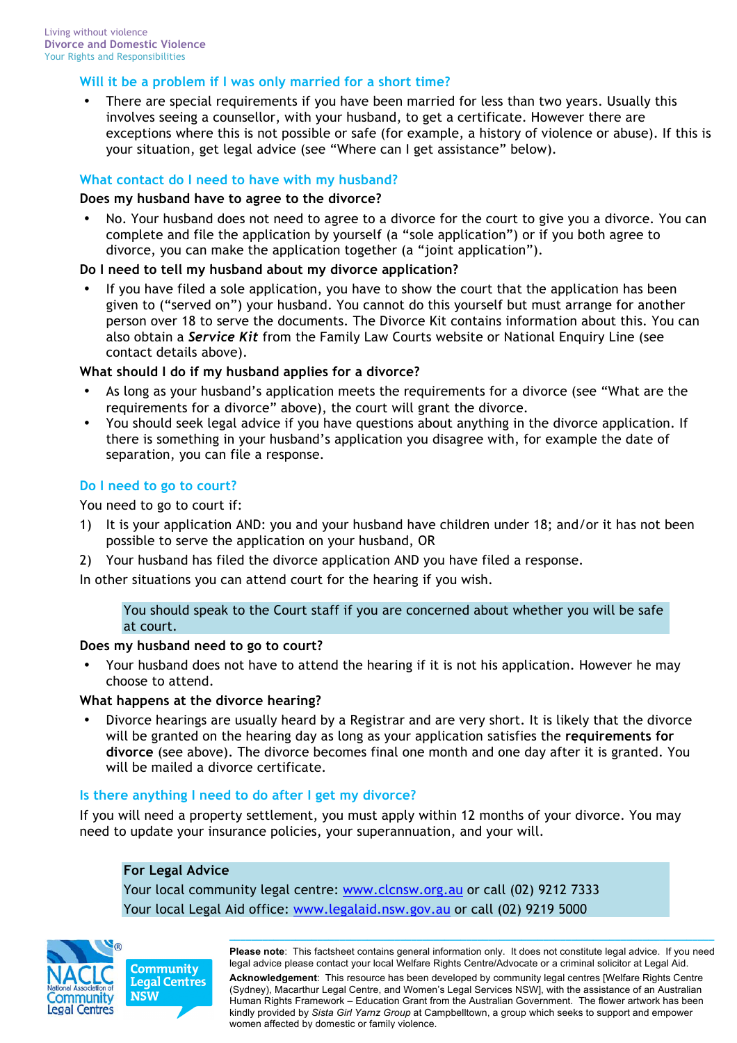## Will it be a problem if I was only married for a short time?

- There are special requirements if you have been married for less than two years. Usually this involves seeing a counsellor, with your husband, to get a certificate. However there are exceptions where this is not possible or safe (for example, a history of violence or abuse). If this is your situation, get legal advice (see "Where can I get assistance" below).

## What contact do I need to have with my husband?

### Does my husband have to agree to the divorce?

- No. Your husband does not need to agree to a divorce for the court to give you a divorce. You can complete and file the application by yourself (a "sole application") or if you both agree to divorce, you can make the application together (a "joint application").

### Do I need to tell my husband about my divorce application?

- If you have filed a sole application, you have to show the court that the application has been given to ("served on") your husband. You cannot do this yourself but must arrange for another person over 18 to serve the documents. The Divorce Kit contains information about this. You can also obtain a ***Service Kit*** from the Family Law Courts website or National Enquiry Line (see contact details above).

### What should I do if my husband applies for a divorce?

- As long as your husband's application meets the requirements for a divorce (see "What are the requirements for a divorce" above), the court will grant the divorce.
- You should seek legal advice if you have questions about anything in the divorce application. If there is something in your husband's application you disagree with, for example the date of separation, you can file a response.

## Do I need to go to court?

You need to go to court if:

1) It is your application AND: you and your husband have children under 18; and/or it has not been possible to serve the application on your husband, OR
2) Your husband has filed the divorce application AND you have filed a response.

In other situations you can attend court for the hearing if you wish.

> You should speak to the Court staff if you are concerned about whether you will be safe at court.

### Does my husband need to go to court?

- Your husband does not have to attend the hearing if it is not his application. However he may choose to attend.

### What happens at the divorce hearing?

- Divorce hearings are usually heard by a Registrar and are very short. It is likely that the divorce will be granted on the hearing day as long as your application satisfies the **requirements for divorce** (see above). The divorce becomes final one month and one day after it is granted. You will be mailed a divorce certificate.

## Is there anything I need to do after I get my divorce?

If you will need a property settlement, you must apply within 12 months of your divorce. You may need to update your insurance policies, your superannuation, and your will.

> **For Legal Advice**
> Your local community legal centre: www.clcnsw.org.au or call (02) 9212 7333
> Your local Legal Aid office: www.legalaid.nsw.gov.au or call (02) 9219 5000

NACLC National Association of Community Legal Centres

Community Legal Centres NSW

**Please note**: This factsheet contains general information only. It does not constitute legal advice. If you need legal advice please contact your local Welfare Rights Centre/Advocate or a criminal solicitor at Legal Aid.

**Acknowledgement**: This resource has been developed by community legal centres [Welfare Rights Centre (Sydney), Macarthur Legal Centre, and Women's Legal Services NSW], with the assistance of an Australian Human Rights Framework – Education Grant from the Australian Government. The flower artwork has been kindly provided by *Sista Girl Yarnz Group* at Campbelltown, a group which seeks to support and empower women affected by domestic or family violence.